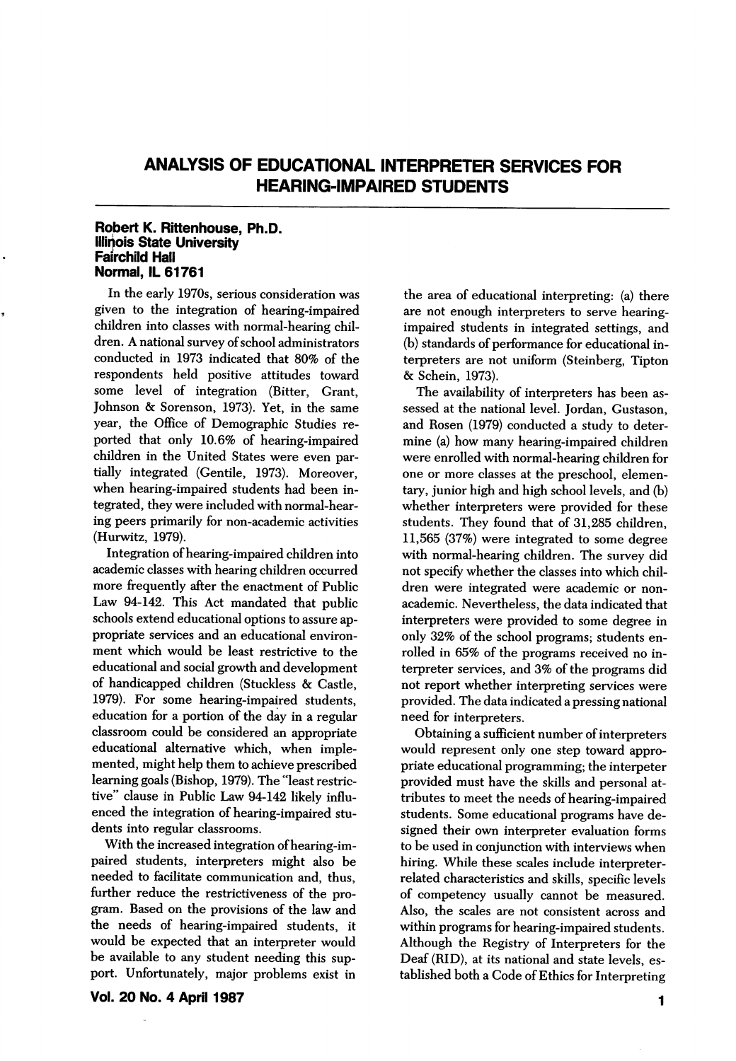# ANALYSIS OF EDUCATIONAL INTERPRETER SERVICES FOR HEARING-IMPAIRED STUDENTS

**Robert K. Rittenhouse, Ph.D.**
**Illinois State University**
**Fairchild Hall**
**Normal, IL 61761**

In the early 1970s, serious consideration was given to the integration of hearing-impaired children into classes with normal-hearing children. A national survey of school administrators conducted in 1973 indicated that 80% of the respondents held positive attitudes toward some level of integration (Bitter, Grant, Johnson & Sorenson, 1973). Yet, in the same year, the Office of Demographic Studies reported that only 10.6% of hearing-impaired children in the United States were even partially integrated (Gentile, 1973). Moreover, when hearing-impaired students had been integrated, they were included with normal-hearing peers primarily for non-academic activities (Hurwitz, 1979).

Integration of hearing-impaired children into academic classes with hearing children occurred more frequently after the enactment of Public Law 94-142. This Act mandated that public schools extend educational options to assure appropriate services and an educational environment which would be least restrictive to the educational and social growth and development of handicapped children (Stuckless & Castle, 1979). For some hearing-impaired students, education for a portion of the day in a regular classroom could be considered an appropriate educational alternative which, when implemented, might help them to achieve prescribed learning goals (Bishop, 1979). The "least restrictive" clause in Public Law 94-142 likely influenced the integration of hearing-impaired students into regular classrooms.

With the increased integration of hearing-impaired students, interpreters might also be needed to facilitate communication and, thus, further reduce the restrictiveness of the program. Based on the provisions of the law and the needs of hearing-impaired students, it would be expected that an interpreter would be available to any student needing this support. Unfortunately, major problems exist in the area of educational interpreting: (a) there are not enough interpreters to serve hearing-impaired students in integrated settings, and (b) standards of performance for educational interpreters are not uniform (Steinberg, Tipton & Schein, 1973).

The availability of interpreters has been assessed at the national level. Jordan, Gustason, and Rosen (1979) conducted a study to determine (a) how many hearing-impaired children were enrolled with normal-hearing children for one or more classes at the preschool, elementary, junior high and high school levels, and (b) whether interpreters were provided for these students. They found that of 31,285 children, 11,565 (37%) were integrated to some degree with normal-hearing children. The survey did not specify whether the classes into which children were integrated were academic or non-academic. Nevertheless, the data indicated that interpreters were provided to some degree in only 32% of the school programs; students enrolled in 65% of the programs received no interpreter services, and 3% of the programs did not report whether interpreting services were provided. The data indicated a pressing national need for interpreters.

Obtaining a sufficient number of interpreters would represent only one step toward appropriate educational programming; the interpeter provided must have the skills and personal attributes to meet the needs of hearing-impaired students. Some educational programs have designed their own interpreter evaluation forms to be used in conjunction with interviews when hiring. While these scales include interpreter-related characteristics and skills, specific levels of competency usually cannot be measured. Also, the scales are not consistent across and within programs for hearing-impaired students. Although the Registry of Interpreters for the Deaf (RID), at its national and state levels, established both a Code of Ethics for Interpreting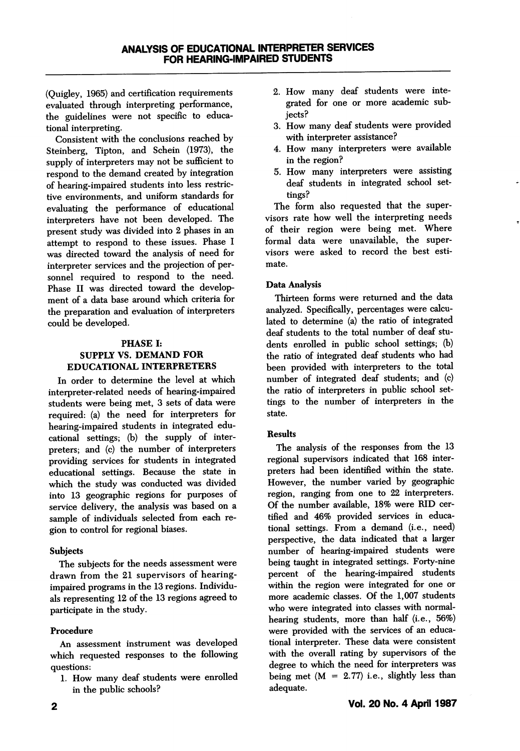(Quigley, 1965) and certification requirements evaluated through interpreting performance, the guidelines were not specific to educational interpreting.

Consistent with the conclusions reached by Steinberg, Tipton, and Schein (1973), the supply of interpreters may not be sufficient to respond to the demand created by integration of hearing-impaired students into less restrictive environments, and uniform standards for evaluating the performance of educational interpreters have not been developed. The present study was divided into 2 phases in an attempt to respond to these issues. Phase I was directed toward the analysis of need for interpreter services and the projection of personnel required to respond to the need. Phase II was directed toward the development of a data base around which criteria for the preparation and evaluation of interpreters could be developed.

## PHASE I: SUPPLY VS. DEMAND FOR EDUCATIONAL INTERPRETERS

In order to determine the level at which interpreter-related needs of hearing-impaired students were being met, 3 sets of data were required: (a) the need for interpreters for hearing-impaired students in integrated educational settings; (b) the supply of interpreters; and (c) the number of interpreters providing services for students in integrated educational settings. Because the state in which the study was conducted was divided into 13 geographic regions for purposes of service delivery, the analysis was based on a sample of individuals selected from each region to control for regional biases.

### Subjects

The subjects for the needs assessment were drawn from the 21 supervisors of hearing-impaired programs in the 13 regions. Individuals representing 12 of the 13 regions agreed to participate in the study.

### Procedure

An assessment instrument was developed which requested responses to the following questions:

1. How many deaf students were enrolled in the public schools?
2. How many deaf students were integrated for one or more academic subjects?
3. How many deaf students were provided with interpreter assistance?
4. How many interpreters were available in the region?
5. How many interpreters were assisting deaf students in integrated school settings?

The form also requested that the supervisors rate how well the interpreting needs of their region were being met. Where formal data were unavailable, the supervisors were asked to record the best estimate.

### Data Analysis

Thirteen forms were returned and the data analyzed. Specifically, percentages were calculated to determine (a) the ratio of integrated deaf students to the total number of deaf students enrolled in public school settings; (b) the ratio of integrated deaf students who had been provided with interpreters to the total number of integrated deaf students; and (c) the ratio of interpreters in public school settings to the number of interpreters in the state.

### Results

The analysis of the responses from the 13 regional supervisors indicated that 168 interpreters had been identified within the state. However, the number varied by geographic region, ranging from one to 22 interpreters. Of the number available, 18% were RID certified and 46% provided services in educational settings. From a demand (i.e., need) perspective, the data indicated that a larger number of hearing-impaired students were being taught in integrated settings. Forty-nine percent of the hearing-impaired students within the region were integrated for one or more academic classes. Of the 1,007 students who were integrated into classes with normal-hearing students, more than half (i.e., 56%) were provided with the services of an educational interpreter. These data were consistent with the overall rating by supervisors of the degree to which the need for interpreters was being met ($M = 2.77$) i.e., slightly less than adequate.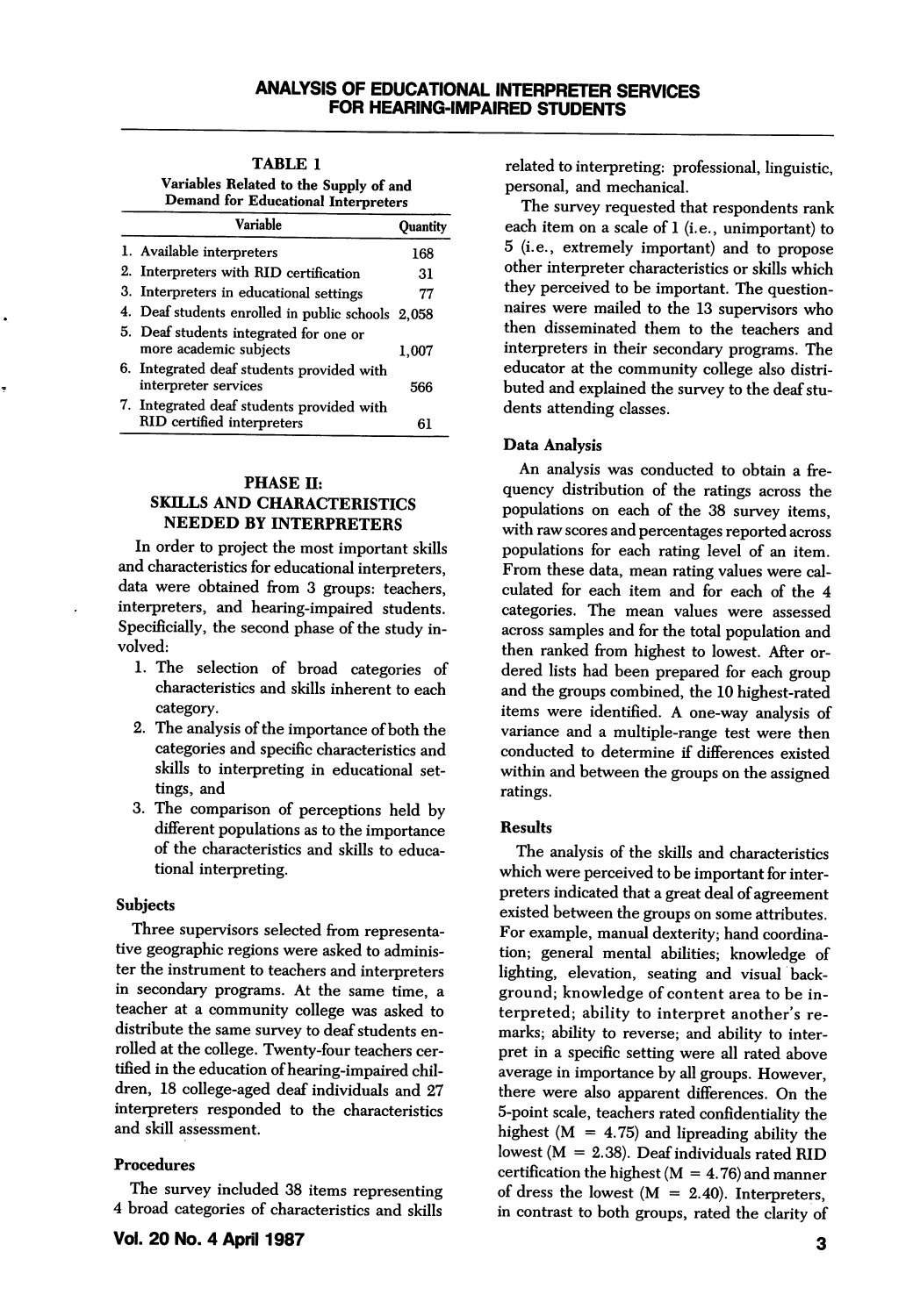**TABLE 1**
Variables Related to the Supply of and Demand for Educational Interpreters

| Variable | Quantity |
|---|---|
| 1. Available interpreters | 168 |
| 2. Interpreters with RID certification | 31 |
| 3. Interpreters in educational settings | 77 |
| 4. Deaf students enrolled in public schools | 2,058 |
| 5. Deaf students integrated for one or more academic subjects | 1,007 |
| 6. Integrated deaf students provided with interpreter services | 566 |
| 7. Integrated deaf students provided with RID certified interpreters | 61 |

## PHASE II: SKILLS AND CHARACTERISTICS NEEDED BY INTERPRETERS

In order to project the most important skills and characteristics for educational interpreters, data were obtained from 3 groups: teachers, interpreters, and hearing-impaired students. Specificially, the second phase of the study involved:

1. The selection of broad categories of characteristics and skills inherent to each category.
2. The analysis of the importance of both the categories and specific characteristics and skills to interpreting in educational settings, and
3. The comparison of perceptions held by different populations as to the importance of the characteristics and skills to educational interpreting.

### Subjects

Three supervisors selected from representative geographic regions were asked to administer the instrument to teachers and interpreters in secondary programs. At the same time, a teacher at a community college was asked to distribute the same survey to deaf students enrolled at the college. Twenty-four teachers certified in the education of hearing-impaired children, 18 college-aged deaf individuals and 27 interpreters responded to the characteristics and skill assessment.

### Procedures

The survey included 38 items representing 4 broad categories of characteristics and skills related to interpreting: professional, linguistic, personal, and mechanical.

The survey requested that respondents rank each item on a scale of 1 (i.e., unimportant) to 5 (i.e., extremely important) and to propose other interpreter characteristics or skills which they perceived to be important. The questionnaires were mailed to the 13 supervisors who then disseminated them to the teachers and interpreters in their secondary programs. The educator at the community college also distributed and explained the survey to the deaf students attending classes.

### Data Analysis

An analysis was conducted to obtain a frequency distribution of the ratings across the populations on each of the 38 survey items, with raw scores and percentages reported across populations for each rating level of an item. From these data, mean rating values were calculated for each item and for each of the 4 categories. The mean values were assessed across samples and for the total population and then ranked from highest to lowest. After ordered lists had been prepared for each group and the groups combined, the 10 highest-rated items were identified. A one-way analysis of variance and a multiple-range test were then conducted to determine if differences existed within and between the groups on the assigned ratings.

### Results

The analysis of the skills and characteristics which were perceived to be important for interpreters indicated that a great deal of agreement existed between the groups on some attributes. For example, manual dexterity; hand coordination; general mental abilities; knowledge of lighting, elevation, seating and visual background; knowledge of content area to be interpreted; ability to interpret another's remarks; ability to reverse; and ability to interpret in a specific setting were all rated above average in importance by all groups. However, there were also apparent differences. On the 5-point scale, teachers rated confidentiality the highest ($M = 4.75$) and lipreading ability the lowest ($M = 2.38$). Deaf individuals rated RID certification the highest ($M = 4.76$) and manner of dress the lowest ($M = 2.40$). Interpreters, in contrast to both groups, rated the clarity of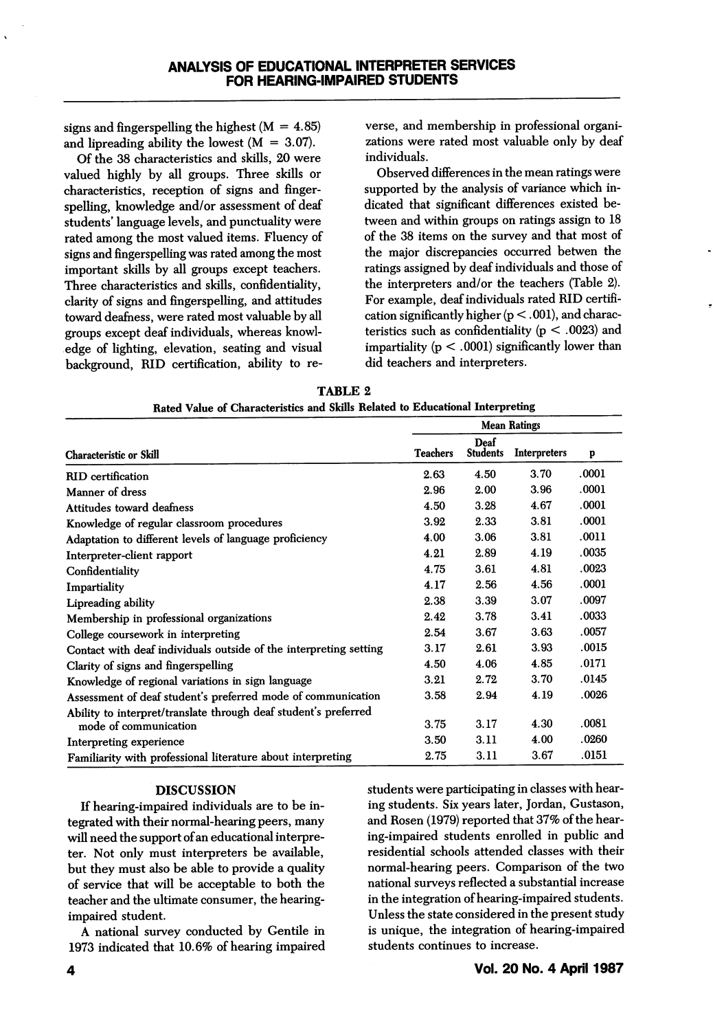signs and fingerspelling the highest (M = 4.85) and lipreading ability the lowest (M = 3.07).

Of the 38 characteristics and skills, 20 were valued highly by all groups. Three skills or characteristics, reception of signs and fingerspelling, knowledge and/or assessment of deaf students' language levels, and punctuality were rated among the most valued items. Fluency of signs and fingerspelling was rated among the most important skills by all groups except teachers. Three characteristics and skills, confidentiality, clarity of signs and fingerspelling, and attitudes toward deafness, were rated most valuable by all groups except deaf individuals, whereas knowledge of lighting, elevation, seating and visual background, RID certification, ability to reverse, and membership in professional organizations were rated most valuable only by deaf individuals.

Observed differences in the mean ratings were supported by the analysis of variance which indicated that significant differences existed between and within groups on ratings assign to 18 of the 38 items on the survey and that most of the major discrepancies occurred betwen the ratings assigned by deaf individuals and those of the interpreters and/or the teachers (Table 2). For example, deaf individuals rated RID certification significantly higher ($p < .001$), and characteristics such as confidentiality ($p < .0023$) and impartiality ($p < .0001$) significantly lower than did teachers and interpreters.

**TABLE 2**
**Rated Value of Characteristics and Skills Related to Educational Interpreting**

| | Mean Ratings | | | |
|---|---|---|---|---|
| Characteristic or Skill | Teachers | Deaf Students | Interpreters | p |
| RID certification | 2.63 | 4.50 | 3.70 | .0001 |
| Manner of dress | 2.96 | 2.00 | 3.96 | .0001 |
| Attitudes toward deafness | 4.50 | 3.28 | 4.67 | .0001 |
| Knowledge of regular classroom procedures | 3.92 | 2.33 | 3.81 | .0001 |
| Adaptation to different levels of language proficiency | 4.00 | 3.06 | 3.81 | .0011 |
| Interpreter-client rapport | 4.21 | 2.89 | 4.19 | .0035 |
| Confidentiality | 4.75 | 3.61 | 4.81 | .0023 |
| Impartiality | 4.17 | 2.56 | 4.56 | .0001 |
| Lipreading ability | 2.38 | 3.39 | 3.07 | .0097 |
| Membership in professional organizations | 2.42 | 3.78 | 3.41 | .0033 |
| College coursework in interpreting | 2.54 | 3.67 | 3.63 | .0057 |
| Contact with deaf individuals outside of the interpreting setting | 3.17 | 2.61 | 3.93 | .0015 |
| Clarity of signs and fingerspelling | 4.50 | 4.06 | 4.85 | .0171 |
| Knowledge of regional variations in sign language | 3.21 | 2.72 | 3.70 | .0145 |
| Assessment of deaf student's preferred mode of communication | 3.58 | 2.94 | 4.19 | .0026 |
| Ability to interpret/translate through deaf student's preferred mode of communication | 3.75 | 3.17 | 4.30 | .0081 |
| Interpreting experience | 3.50 | 3.11 | 4.00 | .0260 |
| Familiarity with professional literature about interpreting | 2.75 | 3.11 | 3.67 | .0151 |

## DISCUSSION

If hearing-impaired individuals are to be integrated with their normal-hearing peers, many will need the support of an educational interpreter. Not only must interpreters be available, but they must also be able to provide a quality of service that will be acceptable to both the teacher and the ultimate consumer, the hearing-impaired student.

A national survey conducted by Gentile in 1973 indicated that 10.6% of hearing impaired students were participating in classes with hearing students. Six years later, Jordan, Gustason, and Rosen (1979) reported that 37% of the hearing-impaired students enrolled in public and residential schools attended classes with their normal-hearing peers. Comparison of the two national surveys reflected a substantial increase in the integration of hearing-impaired students. Unless the state considered in the present study is unique, the integration of hearing-impaired students continues to increase.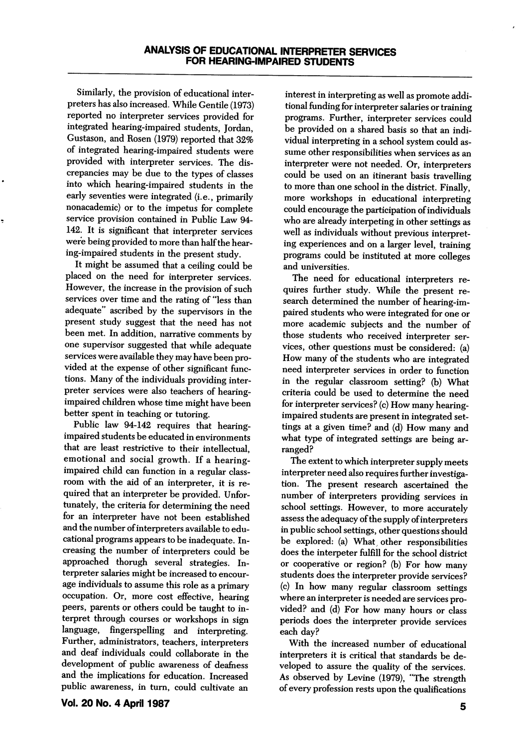Similarly, the provision of educational interpreters has also increased. While Gentile (1973) reported no interpreter services provided for integrated hearing-impaired students, Jordan, Gustason, and Rosen (1979) reported that 32% of integrated hearing-impaired students were provided with interpreter services. The discrepancies may be due to the types of classes into which hearing-impaired students in the early seventies were integrated (i.e., primarily nonacademic) or to the impetus for complete service provision contained in Public Law 94-142. It is significant that interpreter services were being provided to more than half the hearing-impaired students in the present study.

It might be assumed that a ceiling could be placed on the need for interpreter services. However, the increase in the provision of such services over time and the rating of "less than adequate" ascribed by the supervisors in the present study suggest that the need has not been met. In addition, narrative comments by one supervisor suggested that while adequate services were available they may have been provided at the expense of other significant functions. Many of the individuals providing interpreter services were also teachers of hearing-impaired children whose time might have been better spent in teaching or tutoring.

Public law 94-142 requires that hearing-impaired students be educated in environments that are least restrictive to their intellectual, emotional and social growth. If a hearing-impaired child can function in a regular classroom with the aid of an interpreter, it is required that an interpreter be provided. Unfortunately, the criteria for determining the need for an interpreter have not been established and the number of interpreters available to educational programs appears to be inadequate. Increasing the number of interpreters could be approached thorugh several strategies. Interpreter salaries might be increased to encourage individuals to assume this role as a primary occupation. Or, more cost effective, hearing peers, parents or others could be taught to interpret through courses or workshops in sign language, fingerspelling and interpreting. Further, administrators, teachers, interpreters and deaf individuals could collaborate in the development of public awareness of deafness and the implications for education. Increased public awareness, in turn, could cultivate an interest in interpreting as well as promote additional funding for interpreter salaries or training programs. Further, interpreter services could be provided on a shared basis so that an individual interpreting in a school system could assume other responsibilities when services as an interpreter were not needed. Or, interpreters could be used on an itinerant basis travelling to more than one school in the district. Finally, more workshops in educational interpreting could encourage the participation of individuals who are already interpeting in other settings as well as individuals without previous interpreting experiences and on a larger level, training programs could be instituted at more colleges and universities.

The need for educational interpreters requires further study. While the present research determined the number of hearing-impaired students who were integrated for one or more academic subjects and the number of those students who received interpreter services, other questions must be considered: (a) How many of the students who are integrated need interpreter services in order to function in the regular classroom setting? (b) What criteria could be used to determine the need for interpreter services? (c) How many hearing-impaired students are present in integrated settings at a given time? and (d) How many and what type of integrated settings are being arranged?

The extent to which interpreter supply meets interpreter need also requires further investigation. The present research ascertained the number of interpreters providing services in school settings. However, to more accurately assess the adequacy of the supply of interpreters in public school settings, other questions should be explored: (a) What other responsibilities does the interpeter fulfill for the school district or cooperative or region? (b) For how many students does the interpreter provide services? (c) In how many regular classroom settings where an interpreter is needed are services provided? and (d) For how many hours or class periods does the interpreter provide services each day?

With the increased number of educational interpreters it is critical that standards be developed to assure the quality of the services. As observed by Levine (1979), "The strength of every profession rests upon the qualifications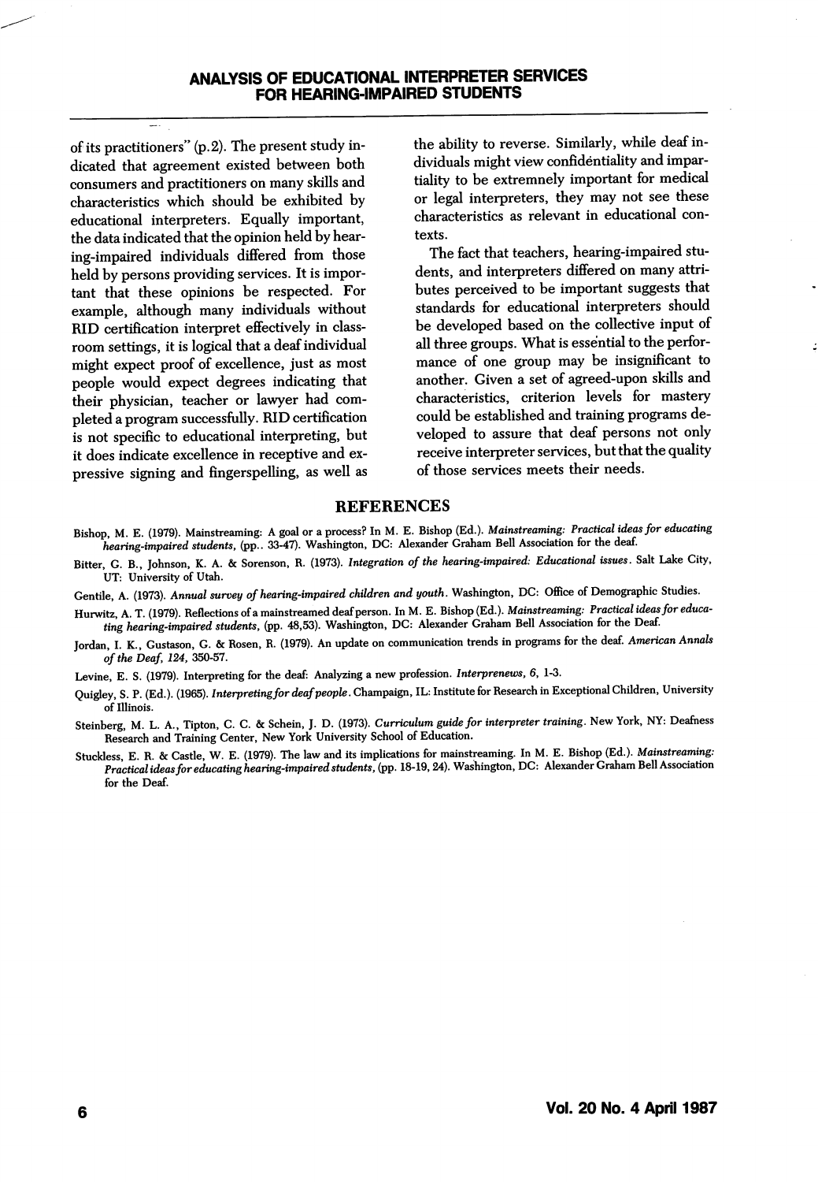of its practitioners" (p.2). The present study indicated that agreement existed between both consumers and practitioners on many skills and characteristics which should be exhibited by educational interpreters. Equally important, the data indicated that the opinion held by hearing-impaired individuals differed from those held by persons providing services. It is important that these opinions be respected. For example, although many individuals without RID certification interpret effectively in classroom settings, it is logical that a deaf individual might expect proof of excellence, just as most people would expect degrees indicating that their physician, teacher or lawyer had completed a program successfully. RID certification is not specific to educational interpreting, but it does indicate excellence in receptive and expressive signing and fingerspelling, as well as the ability to reverse. Similarly, while deaf individuals might view confidentiality and impartiality to be extremnely important for medical or legal interpreters, they may not see these characteristics as relevant in educational contexts.

The fact that teachers, hearing-impaired students, and interpreters differed on many attributes perceived to be important suggests that standards for educational interpreters should be developed based on the collective input of all three groups. What is essential to the performance of one group may be insignificant to another. Given a set of agreed-upon skills and characteristics, criterion levels for mastery could be established and training programs developed to assure that deaf persons not only receive interpreter services, but that the quality of those services meets their needs.

## REFERENCES

Bishop, M. E. (1979). Mainstreaming: A goal or a process? In M. E. Bishop (Ed.). *Mainstreaming: Practical ideas for educating hearing-impaired students*, (pp.. 33-47). Washington, DC: Alexander Graham Bell Association for the deaf.

Bitter, G. B., Johnson, K. A. & Sorenson, R. (1973). *Integration of the hearing-impaired: Educational issues*. Salt Lake City, UT: University of Utah.

Gentile, A. (1973). *Annual survey of hearing-impaired children and youth*. Washington, DC: Office of Demographic Studies.

Hurwitz, A. T. (1979). Reflections of a mainstreamed deaf person. In M. E. Bishop (Ed.). *Mainstreaming: Practical ideas for educating hearing-impaired students*, (pp. 48,53). Washington, DC: Alexander Graham Bell Association for the Deaf.

Jordan, I. K., Gustason, G. & Rosen, R. (1979). An update on communication trends in programs for the deaf. *American Annals of the Deaf, 124*, 350-57.

Levine, E. S. (1979). Interpreting for the deaf: Analyzing a new profession. *Interprenews, 6*, 1-3.

Quigley, S. P. (Ed.). (1965). *Interpreting for deaf people*. Champaign, IL: Institute for Research in Exceptional Children, University of Illinois.

Steinberg, M. L. A., Tipton, C. C. & Schein, J. D. (1973). *Curriculum guide for interpreter training*. New York, NY: Deafness Research and Training Center, New York University School of Education.

Stuckless, E. R. & Castle, W. E. (1979). The law and its implications for mainstreaming. In M. E. Bishop (Ed.). *Mainstreaming: Practical ideas for educating hearing-impaired students*, (pp. 18-19, 24). Washington, DC: Alexander Graham Bell Association for the Deaf.